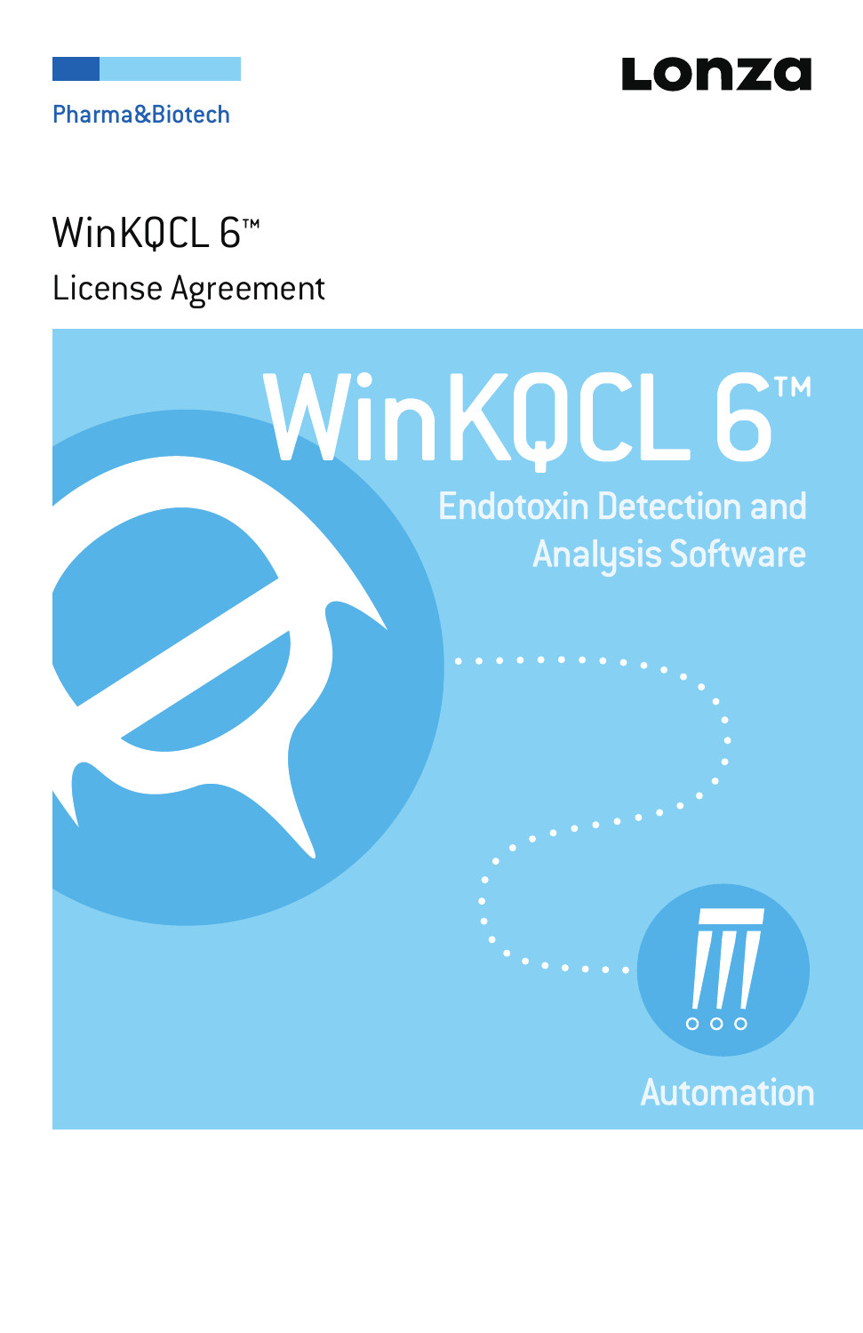Pharma&Biotech

Lonza

# WinKQCL 6™

## License Agreement

WinKQCL 6™

Endotoxin Detection and Analysis Software

Automation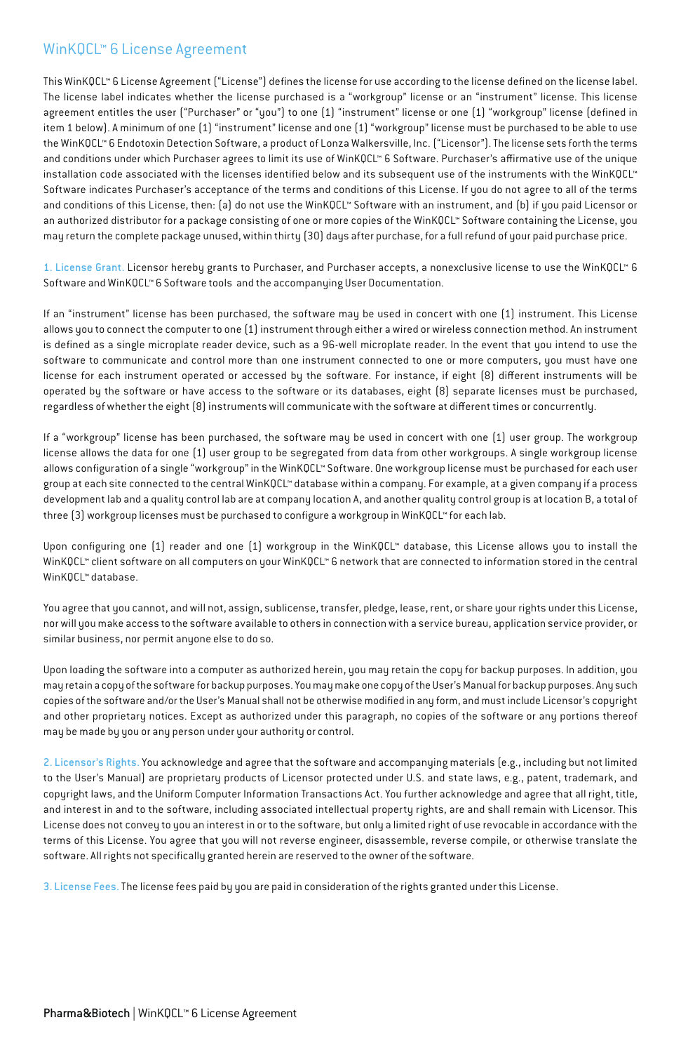## WinKQCL™ 6 License Agreement

This WinKQCL™ 6 License Agreement ("License") defines the license for use according to the license defined on the license label. The license label indicates whether the license purchased is a "workgroup" license or an "instrument" license. This license agreement entitles the user ("Purchaser" or "you") to one (1) "instrument" license or one (1) "workgroup" license (defined in item 1 below). A minimum of one (1) "instrument" license and one (1) "workgroup" license must be purchased to be able to use the WinKQCL™ 6 Endotoxin Detection Software, a product of Lonza Walkersville, Inc. ("Licensor"). The license sets forth the terms and conditions under which Purchaser agrees to limit its use of WinKQCL™ 6 Software. Purchaser's affirmative use of the unique installation code associated with the licenses identified below and its subsequent use of the instruments with the WinKQCL™ Software indicates Purchaser's acceptance of the terms and conditions of this License. If you do not agree to all of the terms and conditions of this License, then: (a) do not use the WinKQCL™ Software with an instrument, and (b) if you paid Licensor or an authorized distributor for a package consisting of one or more copies of the WinKQCL™ Software containing the License, you may return the complete package unused, within thirty (30) days after purchase, for a full refund of your paid purchase price.

**1. License Grant.** Licensor hereby grants to Purchaser, and Purchaser accepts, a nonexclusive license to use the WinKQCL™ 6 Software and WinKQCL™ 6 Software tools and the accompanying User Documentation.

If an "instrument" license has been purchased, the software may be used in concert with one (1) instrument. This License allows you to connect the computer to one (1) instrument through either a wired or wireless connection method. An instrument is defined as a single microplate reader device, such as a 96-well microplate reader. In the event that you intend to use the software to communicate and control more than one instrument connected to one or more computers, you must have one license for each instrument operated or accessed by the software. For instance, if eight (8) different instruments will be operated by the software or have access to the software or its databases, eight (8) separate licenses must be purchased, regardless of whether the eight (8) instruments will communicate with the software at different times or concurrently.

If a "workgroup" license has been purchased, the software may be used in concert with one (1) user group. The workgroup license allows the data for one (1) user group to be segregated from data from other workgroups. A single workgroup license allows configuration of a single "workgroup" in the WinKQCL™ Software. One workgroup license must be purchased for each user group at each site connected to the central WinKQCL™ database within a company. For example, at a given company if a process development lab and a quality control lab are at company location A, and another quality control group is at location B, a total of three (3) workgroup licenses must be purchased to configure a workgroup in WinKQCL™ for each lab.

Upon configuring one (1) reader and one (1) workgroup in the WinKQCL™ database, this License allows you to install the WinKQCL™ client software on all computers on your WinKQCL™ 6 network that are connected to information stored in the central WinKQCL™ database.

You agree that you cannot, and will not, assign, sublicense, transfer, pledge, lease, rent, or share your rights under this License, nor will you make access to the software available to others in connection with a service bureau, application service provider, or similar business, nor permit anyone else to do so.

Upon loading the software into a computer as authorized herein, you may retain the copy for backup purposes. In addition, you may retain a copy of the software for backup purposes. You may make one copy of the User's Manual for backup purposes. Any such copies of the software and/or the User's Manual shall not be otherwise modified in any form, and must include Licensor's copyright and other proprietary notices. Except as authorized under this paragraph, no copies of the software or any portions thereof may be made by you or any person under your authority or control.

**2. Licensor's Rights.** You acknowledge and agree that the software and accompanying materials (e.g., including but not limited to the User's Manual) are proprietary products of Licensor protected under U.S. and state laws, e.g., patent, trademark, and copyright laws, and the Uniform Computer Information Transactions Act. You further acknowledge and agree that all right, title, and interest in and to the software, including associated intellectual property rights, are and shall remain with Licensor. This License does not convey to you an interest in or to the software, but only a limited right of use revocable in accordance with the terms of this License. You agree that you will not reverse engineer, disassemble, reverse compile, or otherwise translate the software. All rights not specifically granted herein are reserved to the owner of the software.

**3. License Fees.** The license fees paid by you are paid in consideration of the rights granted under this License.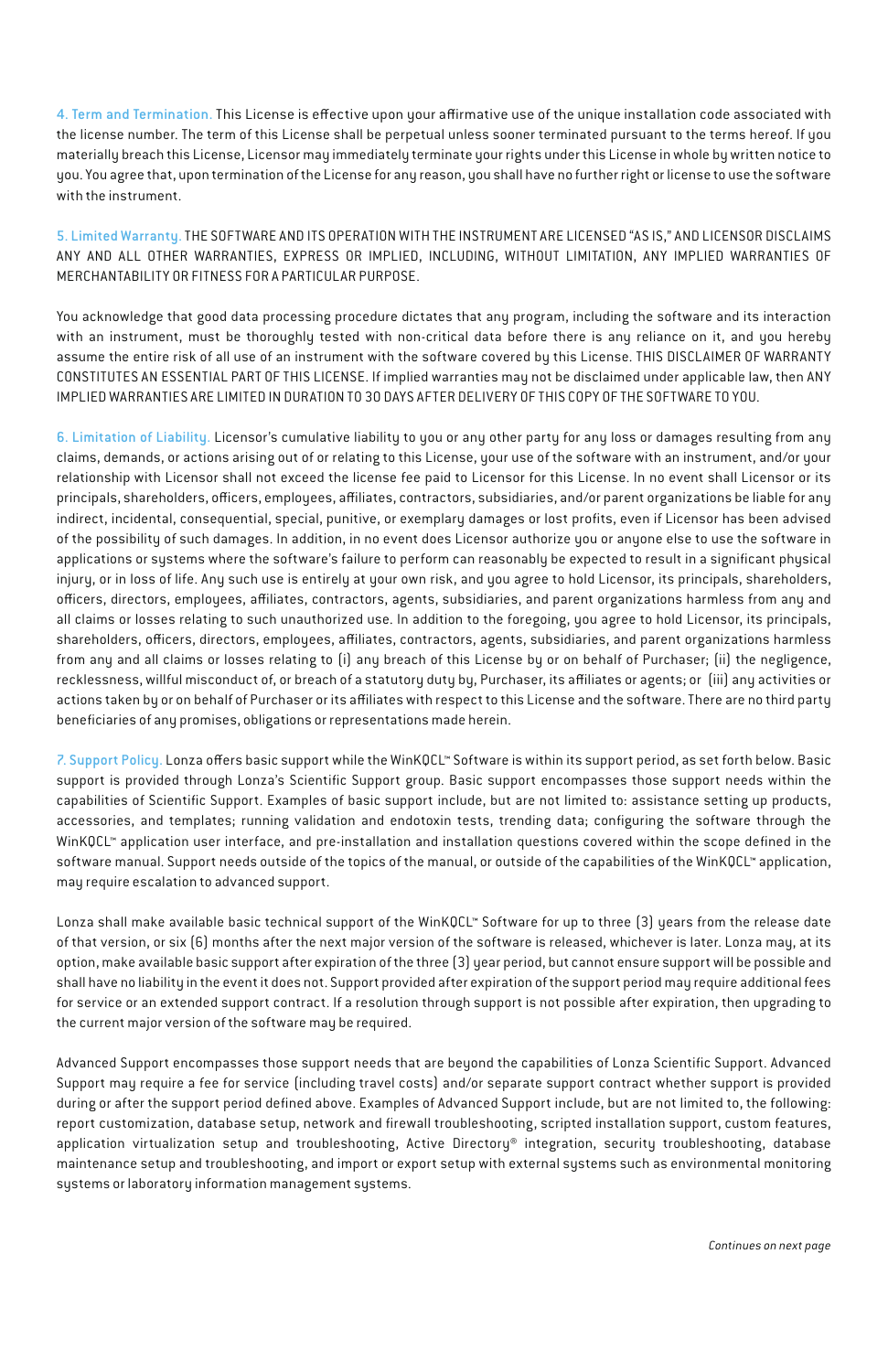**4. Term and Termination.** This License is effective upon your affirmative use of the unique installation code associated with the license number. The term of this License shall be perpetual unless sooner terminated pursuant to the terms hereof. If you materially breach this License, Licensor may immediately terminate your rights under this License in whole by written notice to you. You agree that, upon termination of the License for any reason, you shall have no further right or license to use the software with the instrument.

**5. Limited Warranty.** THE SOFTWARE AND ITS OPERATION WITH THE INSTRUMENT ARE LICENSED "AS IS," AND LICENSOR DISCLAIMS ANY AND ALL OTHER WARRANTIES, EXPRESS OR IMPLIED, INCLUDING, WITHOUT LIMITATION, ANY IMPLIED WARRANTIES OF MERCHANTABILITY OR FITNESS FOR A PARTICULAR PURPOSE.

You acknowledge that good data processing procedure dictates that any program, including the software and its interaction with an instrument, must be thoroughly tested with non-critical data before there is any reliance on it, and you hereby assume the entire risk of all use of an instrument with the software covered by this License. THIS DISCLAIMER OF WARRANTY CONSTITUTES AN ESSENTIAL PART OF THIS LICENSE. If implied warranties may not be disclaimed under applicable law, then ANY IMPLIED WARRANTIES ARE LIMITED IN DURATION TO 30 DAYS AFTER DELIVERY OF THIS COPY OF THE SOFTWARE TO YOU.

**6. Limitation of Liability.** Licensor's cumulative liability to you or any other party for any loss or damages resulting from any claims, demands, or actions arising out of or relating to this License, your use of the software with an instrument, and/or your relationship with Licensor shall not exceed the license fee paid to Licensor for this License. In no event shall Licensor or its principals, shareholders, officers, employees, affiliates, contractors, subsidiaries, and/or parent organizations be liable for any indirect, incidental, consequential, special, punitive, or exemplary damages or lost profits, even if Licensor has been advised of the possibility of such damages. In addition, in no event does Licensor authorize you or anyone else to use the software in applications or systems where the software's failure to perform can reasonably be expected to result in a significant physical injury, or in loss of life. Any such use is entirely at your own risk, and you agree to hold Licensor, its principals, shareholders, officers, directors, employees, affiliates, contractors, agents, subsidiaries, and parent organizations harmless from any and all claims or losses relating to such unauthorized use. In addition to the foregoing, you agree to hold Licensor, its principals, shareholders, officers, directors, employees, affiliates, contractors, agents, subsidiaries, and parent organizations harmless from any and all claims or losses relating to (i) any breach of this License by or on behalf of Purchaser; (ii) the negligence, recklessness, willful misconduct of, or breach of a statutory duty by, Purchaser, its affiliates or agents; or (iii) any activities or actions taken by or on behalf of Purchaser or its affiliates with respect to this License and the software. There are no third party beneficiaries of any promises, obligations or representations made herein.

**7. Support Policy.** Lonza offers basic support while the WinKQCL™ Software is within its support period, as set forth below. Basic support is provided through Lonza's Scientific Support group. Basic support encompasses those support needs within the capabilities of Scientific Support. Examples of basic support include, but are not limited to: assistance setting up products, accessories, and templates; running validation and endotoxin tests, trending data; configuring the software through the WinKQCL™ application user interface, and pre-installation and installation questions covered within the scope defined in the software manual. Support needs outside of the topics of the manual, or outside of the capabilities of the WinKQCL™ application, may require escalation to advanced support.

Lonza shall make available basic technical support of the WinKQCL™ Software for up to three (3) years from the release date of that version, or six (6) months after the next major version of the software is released, whichever is later. Lonza may, at its option, make available basic support after expiration of the three (3) year period, but cannot ensure support will be possible and shall have no liability in the event it does not. Support provided after expiration of the support period may require additional fees for service or an extended support contract. If a resolution through support is not possible after expiration, then upgrading to the current major version of the software may be required.

Advanced Support encompasses those support needs that are beyond the capabilities of Lonza Scientific Support. Advanced Support may require a fee for service (including travel costs) and/or separate support contract whether support is provided during or after the support period defined above. Examples of Advanced Support include, but are not limited to, the following: report customization, database setup, network and firewall troubleshooting, scripted installation support, custom features, application virtualization setup and troubleshooting, Active Directory® integration, security troubleshooting, database maintenance setup and troubleshooting, and import or export setup with external systems such as environmental monitoring systems or laboratory information management systems.

*Continues on next page*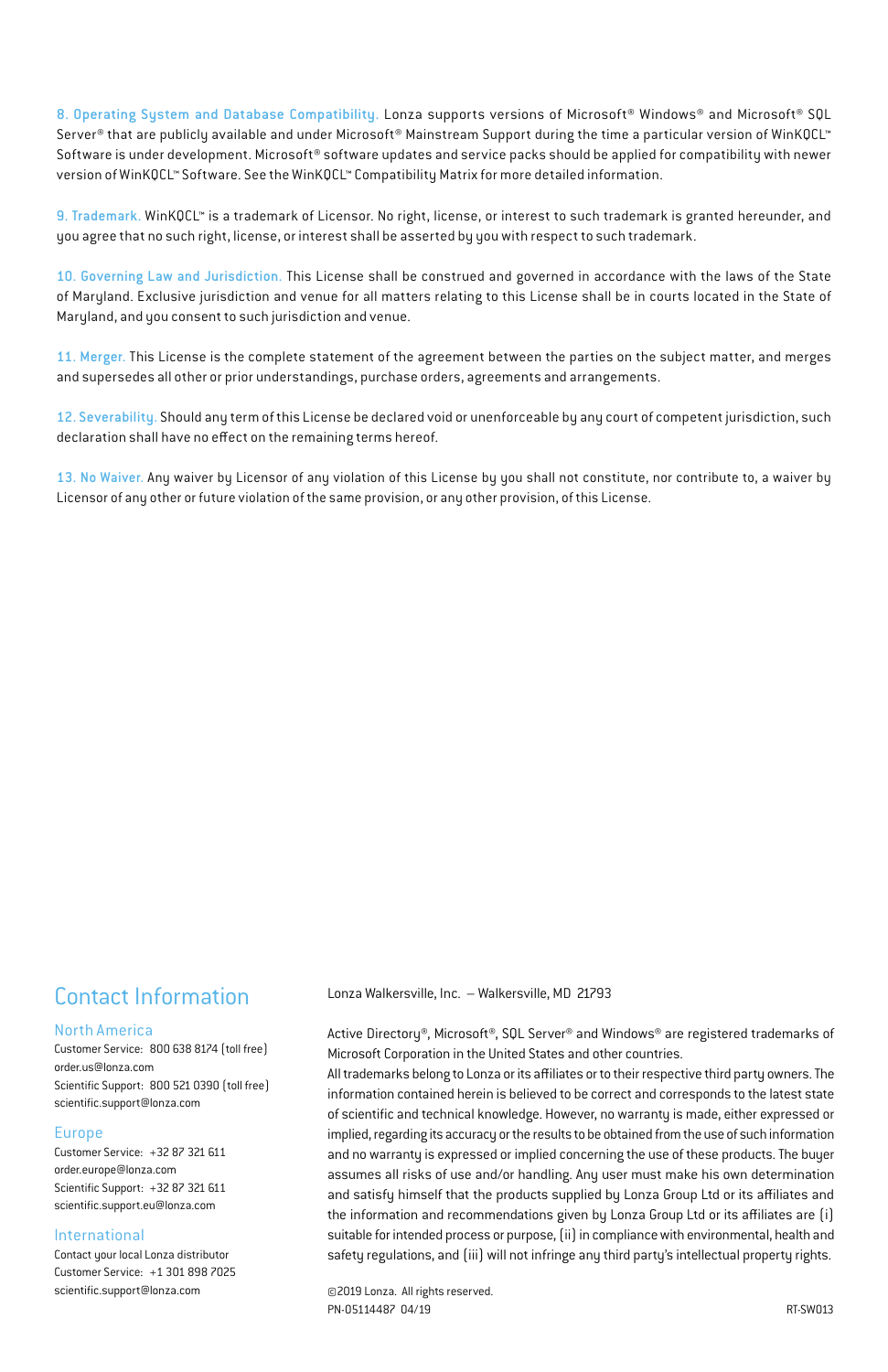**8. Operating System and Database Compatibility.** Lonza supports versions of Microsoft® Windows® and Microsoft® SQL Server® that are publicly available and under Microsoft® Mainstream Support during the time a particular version of WinKQCL™ Software is under development. Microsoft® software updates and service packs should be applied for compatibility with newer version of WinKQCL™ Software. See the WinKQCL™ Compatibility Matrix for more detailed information.

**9. Trademark.** WinKQCL™ is a trademark of Licensor. No right, license, or interest to such trademark is granted hereunder, and you agree that no such right, license, or interest shall be asserted by you with respect to such trademark.

**10. Governing Law and Jurisdiction.** This License shall be construed and governed in accordance with the laws of the State of Maryland. Exclusive jurisdiction and venue for all matters relating to this License shall be in courts located in the State of Maryland, and you consent to such jurisdiction and venue.

**11. Merger.** This License is the complete statement of the agreement between the parties on the subject matter, and merges and supersedes all other or prior understandings, purchase orders, agreements and arrangements.

**12. Severability.** Should any term of this License be declared void or unenforceable by any court of competent jurisdiction, such declaration shall have no effect on the remaining terms hereof.

**13. No Waiver.** Any waiver by Licensor of any violation of this License by you shall not constitute, nor contribute to, a waiver by Licensor of any other or future violation of the same provision, or any other provision, of this License.

## Contact Information

### North America

Customer Service: 800 638 8174 (toll free)
order.us@lonza.com
Scientific Support: 800 521 0390 (toll free)
scientific.support@lonza.com

### Europe

Customer Service: +32 87 321 611
order.europe@lonza.com
Scientific Support: +32 87 321 611
scientific.support.eu@lonza.com

### International

Contact your local Lonza distributor
Customer Service: +1 301 898 7025
scientific.support@lonza.com

Lonza Walkersville, Inc. – Walkersville, MD 21793

Active Directory®, Microsoft®, SQL Server® and Windows® are registered trademarks of Microsoft Corporation in the United States and other countries.
All trademarks belong to Lonza or its affiliates or to their respective third party owners. The information contained herein is believed to be correct and corresponds to the latest state of scientific and technical knowledge. However, no warranty is made, either expressed or implied, regarding its accuracy or the results to be obtained from the use of such information and no warranty is expressed or implied concerning the use of these products. The buyer assumes all risks of use and/or handling. Any user must make his own determination and satisfy himself that the products supplied by Lonza Group Ltd or its affiliates and the information and recommendations given by Lonza Group Ltd or its affiliates are (i) suitable for intended process or purpose, (ii) in compliance with environmental, health and safety regulations, and (iii) will not infringe any third party's intellectual property rights.

©2019 Lonza. All rights reserved.
PN-05114487 04/19

RT-SW013